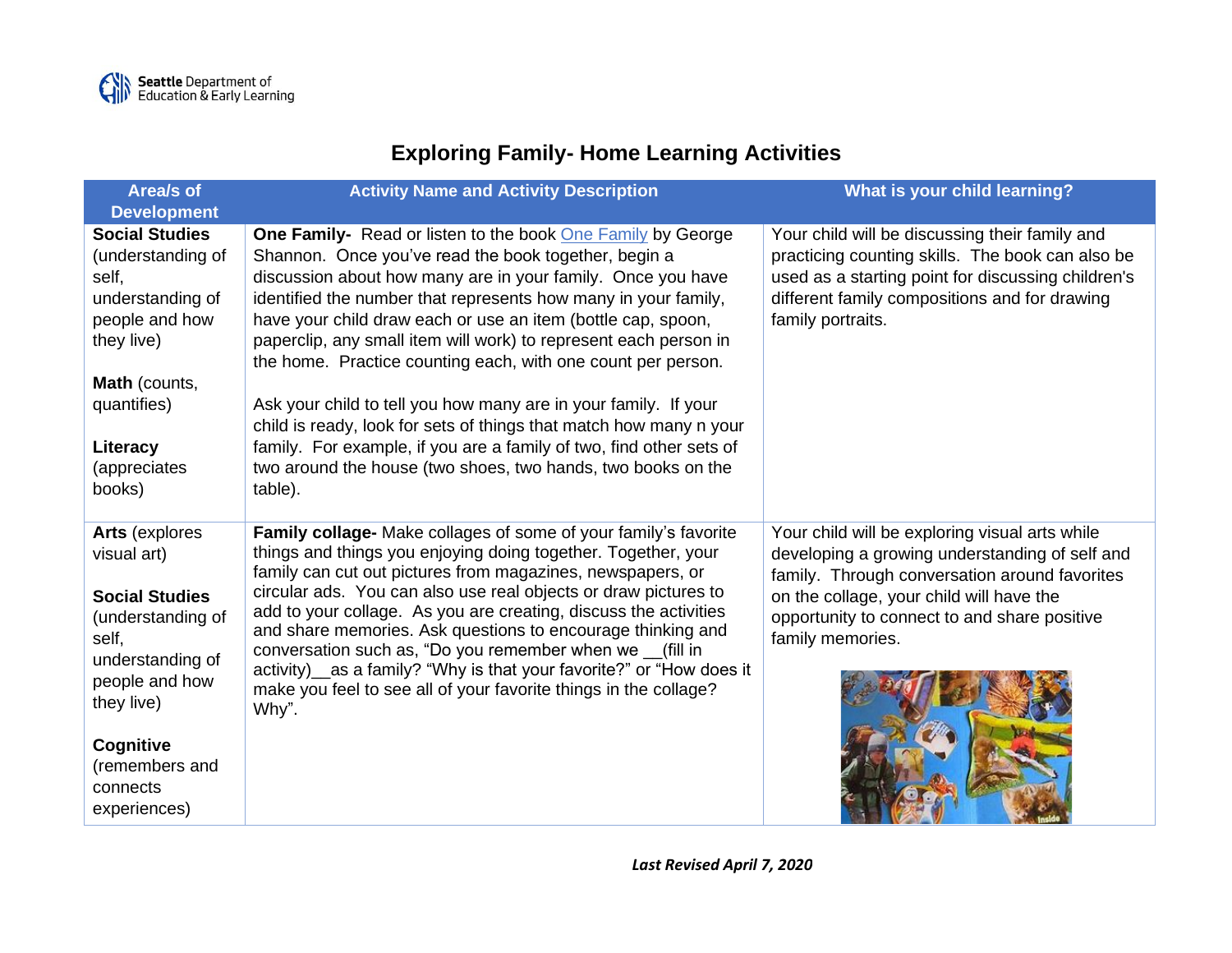# Exploring Family- Home Learning Activities

| Area/s of Development | Activity Name and Activity Description | What is your child learning? |
|---|---|---|
| **Social Studies** (understanding of self, understanding of people and how they live)<br><br>**Math** (counts, quantities)<br><br>**Literacy** (appreciates books) | **One Family-** Read or listen to the book One Family by George Shannon. Once you've read the book together, begin a discussion about how many are in your family. Once you have identified the number that represents how many in your family, have your child draw each or use an item (bottle cap, spoon, paperclip, any small item will work) to represent each person in the home. Practice counting each, with one count per person.<br><br>Ask your child to tell you how many are in your family. If your child is ready, look for sets of things that match how many n your family. For example, if you are a family of two, find other sets of two around the house (two shoes, two hands, two books on the table). | Your child will be discussing their family and practicing counting skills. The book can also be used as a starting point for discussing children's different family compositions and for drawing family portraits. |
| **Arts** (explores visual art)<br><br>**Social Studies** (understanding of self, understanding of people and how they live)<br><br>**Cognitive** (remembers and connects experiences) | **Family collage-** Make collages of some of your family's favorite things and things you enjoying doing together. Together, your family can cut out pictures from magazines, newspapers, or circular ads. You can also use real objects or draw pictures to add to your collage. As you are creating, discuss the activities and share memories. Ask questions to encourage thinking and conversation such as, "Do you remember when we __(fill in activity)__as a family? "Why is that your favorite?" or "How does it make you feel to see all of your favorite things in the collage? Why". | Your child will be exploring visual arts while developing a growing understanding of self and family. Through conversation around favorites on the collage, your child will have the opportunity to connect to and share positive family memories. |

*Last Revised April 7, 2020*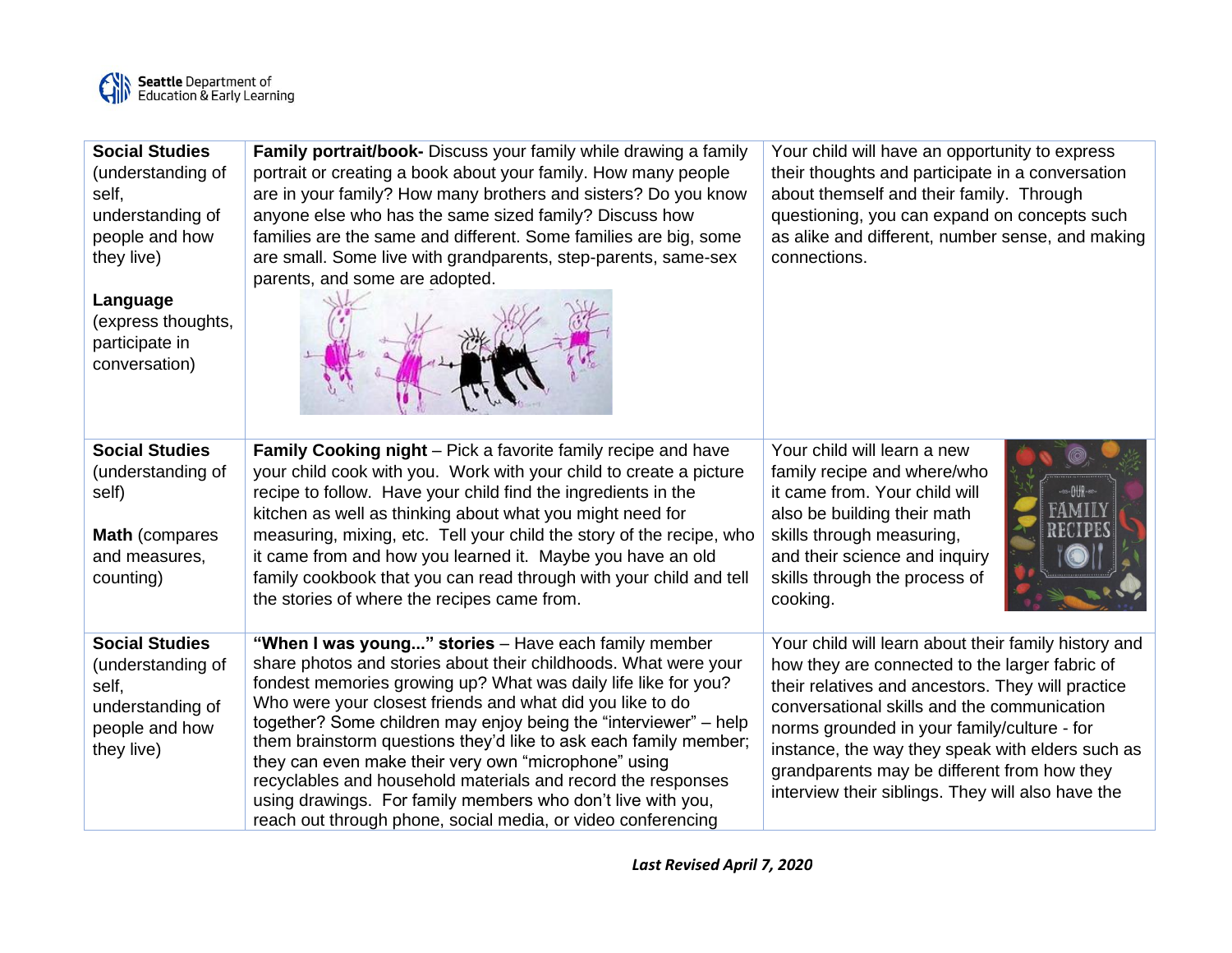| | | |
|---|---|---|
| **Social Studies** (understanding of self, understanding of people and how they live)<br><br>**Language** (express thoughts, participate in conversation) | **Family portrait/book-** Discuss your family while drawing a family portrait or creating a book about your family. How many people are in your family? How many brothers and sisters? Do you know anyone else who has the same sized family? Discuss how families are the same and different. Some families are big, some are small. Some live with grandparents, step-parents, same-sex parents, and some are adopted. | Your child will have an opportunity to express their thoughts and participate in a conversation about themself and their family. Through questioning, you can expand on concepts such as alike and different, number sense, and making connections. |
| **Social Studies** (understanding of self)<br><br>**Math** (compares and measures, counting) | **Family Cooking night** – Pick a favorite family recipe and have your child cook with you. Work with your child to create a picture recipe to follow. Have your child find the ingredients in the kitchen as well as thinking about what you might need for measuring, mixing, etc. Tell your child the story of the recipe, who it came from and how you learned it. Maybe you have an old family cookbook that you can read through with your child and tell the stories of where the recipes came from. | Your child will learn a new family recipe and where/who it came from. Your child will also be building their math skills through measuring, and their science and inquiry skills through the process of cooking. |
| **Social Studies** (understanding of self, understanding of people and how they live) | **"When I was young..." stories** – Have each family member share photos and stories about their childhoods. What were your fondest memories growing up? What was daily life like for you? Who were your closest friends and what did you like to do together? Some children may enjoy being the "interviewer" – help them brainstorm questions they'd like to ask each family member; they can even make their very own "microphone" using recyclables and household materials and record the responses using drawings. For family members who don't live with you, reach out through phone, social media, or video conferencing | Your child will learn about their family history and how they are connected to the larger fabric of their relatives and ancestors. They will practice conversational skills and the communication norms grounded in your family/culture - for instance, the way they speak with elders such as grandparents may be different from how they interview their siblings. They will also have the |

*Last Revised April 7, 2020*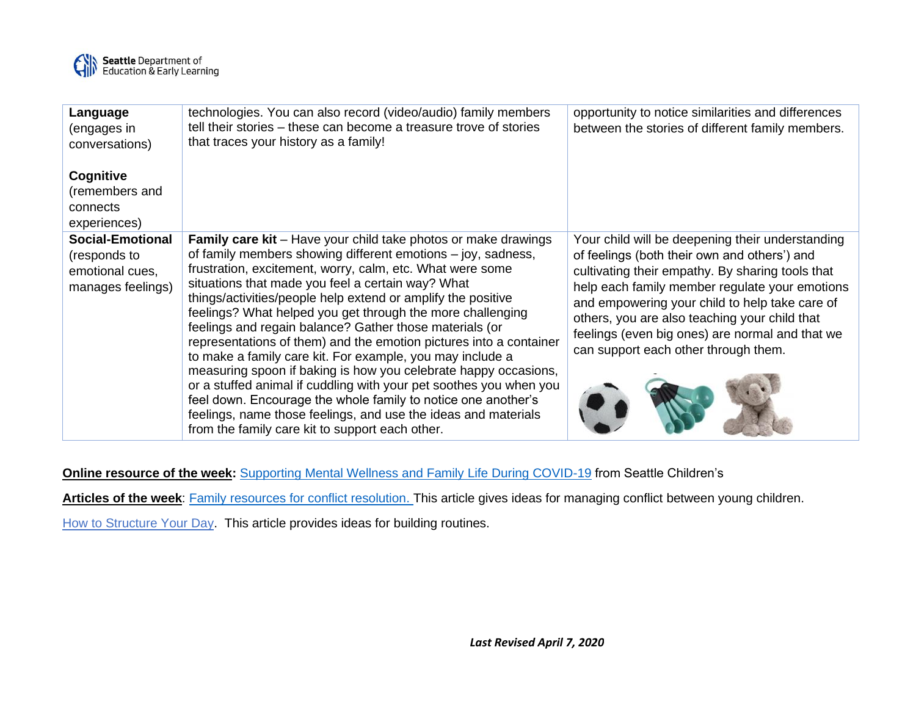| | | |
|---|---|---|
| **Language** (engages in conversations)<br><br>**Cognitive** (remembers and connects experiences) | technologies. You can also record (video/audio) family members tell their stories – these can become a treasure trove of stories that traces your history as a family! | opportunity to notice similarities and differences between the stories of different family members. |
| **Social-Emotional** (responds to emotional cues, manages feelings) | **Family care kit** – Have your child take photos or make drawings of family members showing different emotions – joy, sadness, frustration, excitement, worry, calm, etc. What were some situations that made you feel a certain way? What things/activities/people help extend or amplify the positive feelings? What helped you get through the more challenging feelings and regain balance? Gather those materials (or representations of them) and the emotion pictures into a container to make a family care kit. For example, you may include a measuring spoon if baking is how you celebrate happy occasions, or a stuffed animal if cuddling with your pet soothes you when you feel down. Encourage the whole family to notice one another's feelings, name those feelings, and use the ideas and materials from the family care kit to support each other. | Your child will be deepening their understanding of feelings (both their own and others') and cultivating their empathy. By sharing tools that help each family member regulate your emotions and empowering your child to help take care of others, you are also teaching your child that feelings (even big ones) are normal and that we can support each other through them. |

**Online resource of the week:** Supporting Mental Wellness and Family Life During COVID-19 from Seattle Children's

**Articles of the week**: Family resources for conflict resolution. This article gives ideas for managing conflict between young children.

How to Structure Your Day. This article provides ideas for building routines.

***Last Revised April 7, 2020***